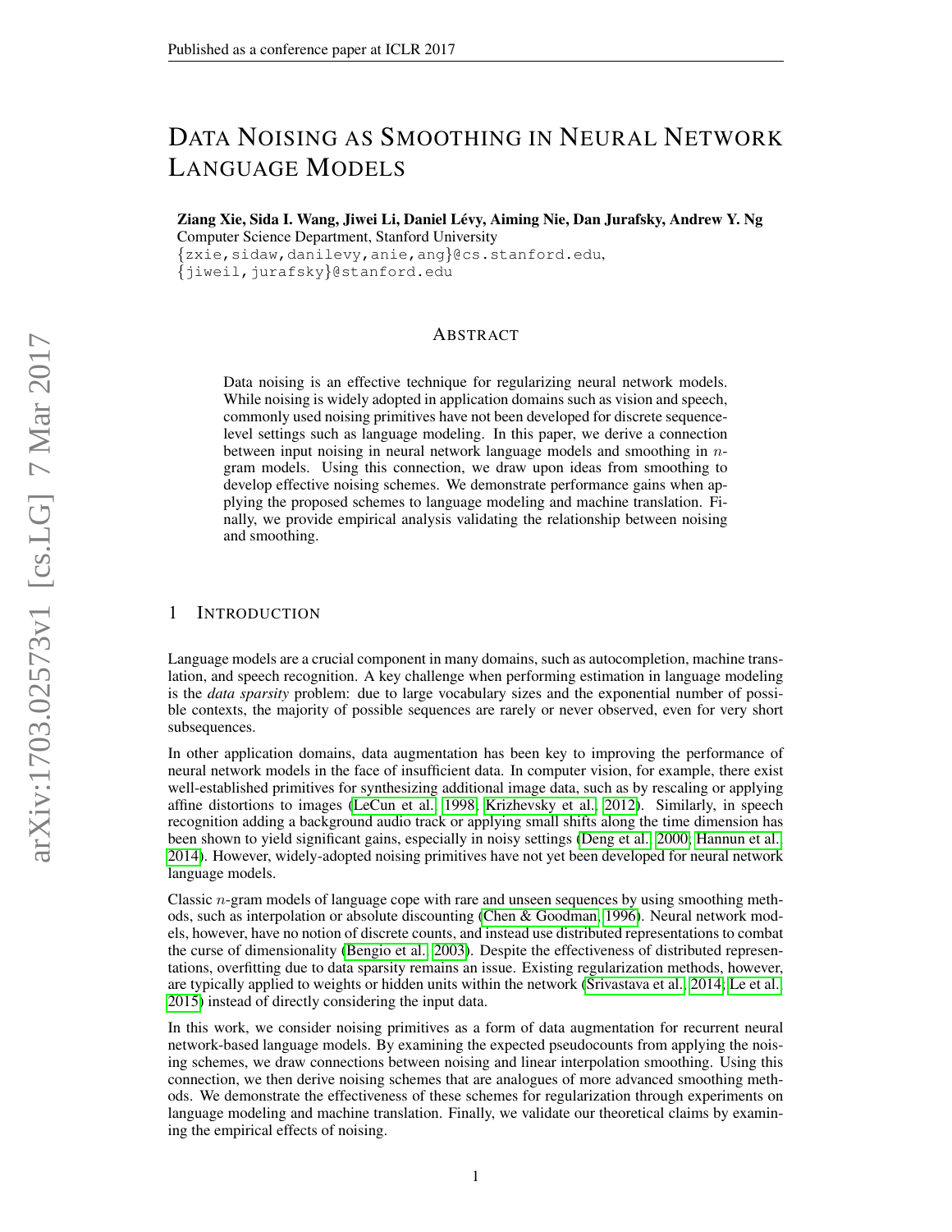# Data Noising as Smoothing in Neural Network Language Models

**Ziang Xie, Sida I. Wang, Jiwei Li, Daniel Lévy, Aiming Nie, Dan Jurafsky, Andrew Y. Ng**
Computer Science Department, Stanford University
{zxie,sidaw,danilevy,anie,ang}@cs.stanford.edu,
{jiweil,jurafsky}@stanford.edu

## Abstract

Data noising is an effective technique for regularizing neural network models. While noising is widely adopted in application domains such as vision and speech, commonly used noising primitives have not been developed for discrete sequence-level settings such as language modeling. In this paper, we derive a connection between input noising in neural network language models and smoothing in $n$-gram models. Using this connection, we draw upon ideas from smoothing to develop effective noising schemes. We demonstrate performance gains when applying the proposed schemes to language modeling and machine translation. Finally, we provide empirical analysis validating the relationship between noising and smoothing.

## 1 Introduction

Language models are a crucial component in many domains, such as autocompletion, machine translation, and speech recognition. A key challenge when performing estimation in language modeling is the *data sparsity* problem: due to large vocabulary sizes and the exponential number of possible contexts, the majority of possible sequences are rarely or never observed, even for very short subsequences.

In other application domains, data augmentation has been key to improving the performance of neural network models in the face of insufficient data. In computer vision, for example, there exist well-established primitives for synthesizing additional image data, such as by rescaling or applying affine distortions to images (LeCun et al., 1998; Krizhevsky et al., 2012). Similarly, in speech recognition adding a background audio track or applying small shifts along the time dimension has been shown to yield significant gains, especially in noisy settings (Deng et al., 2000; Hannun et al., 2014). However, widely-adopted noising primitives have not yet been developed for neural network language models.

Classic $n$-gram models of language cope with rare and unseen sequences by using smoothing methods, such as interpolation or absolute discounting (Chen & Goodman, 1996). Neural network models, however, have no notion of discrete counts, and instead use distributed representations to combat the curse of dimensionality (Bengio et al., 2003). Despite the effectiveness of distributed representations, overfitting due to data sparsity remains an issue. Existing regularization methods, however, are typically applied to weights or hidden units within the network (Srivastava et al., 2014; Le et al., 2015) instead of directly considering the input data.

In this work, we consider noising primitives as a form of data augmentation for recurrent neural network-based language models. By examining the expected pseudocounts from applying the noising schemes, we draw connections between noising and linear interpolation smoothing. Using this connection, we then derive noising schemes that are analogues of more advanced smoothing methods. We demonstrate the effectiveness of these schemes for regularization through experiments on language modeling and machine translation. Finally, we validate our theoretical claims by examining the empirical effects of noising.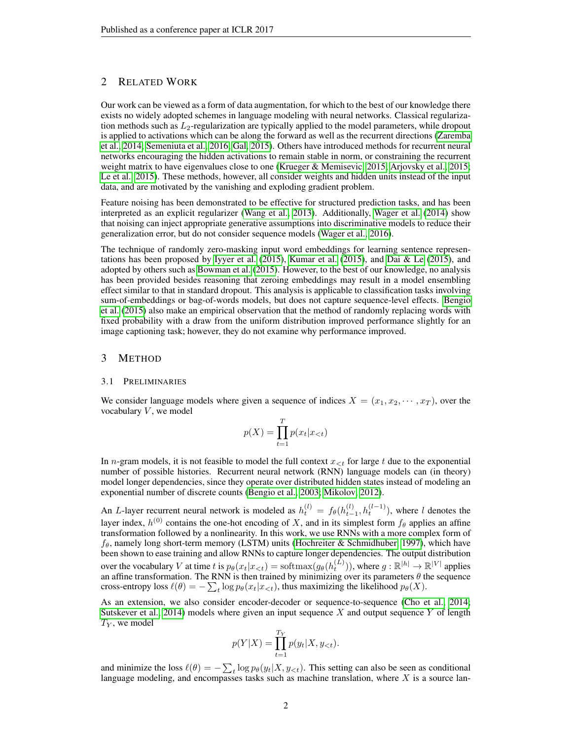## 2 Related Work

Our work can be viewed as a form of data augmentation, for which to the best of our knowledge there exists no widely adopted schemes in language modeling with neural networks. Classical regularization methods such as $L_2$-regularization are typically applied to the model parameters, while dropout is applied to activations which can be along the forward as well as the recurrent directions (Zaremba et al., 2014; Semeniuta et al., 2016; Gal, 2015). Others have introduced methods for recurrent neural networks encouraging the hidden activations to remain stable in norm, or constraining the recurrent weight matrix to have eigenvalues close to one (Krueger & Memisevic, 2015; Arjovsky et al., 2015; Le et al., 2015). These methods, however, all consider weights and hidden units instead of the input data, and are motivated by the vanishing and exploding gradient problem.

Feature noising has been demonstrated to be effective for structured prediction tasks, and has been interpreted as an explicit regularizer (Wang et al., 2013). Additionally, Wager et al. (2014) show that noising can inject appropriate generative assumptions into discriminative models to reduce their generalization error, but do not consider sequence models (Wager et al., 2016).

The technique of randomly zero-masking input word embeddings for learning sentence representations has been proposed by Iyyer et al. (2015), Kumar et al. (2015), and Dai & Le (2015), and adopted by others such as Bowman et al. (2015). However, to the best of our knowledge, no analysis has been provided besides reasoning that zeroing embeddings may result in a model ensembling effect similar to that in standard dropout. This analysis is applicable to classification tasks involving sum-of-embeddings or bag-of-words models, but does not capture sequence-level effects. Bengio et al. (2015) also make an empirical observation that the method of randomly replacing words with fixed probability with a draw from the uniform distribution improved performance slightly for an image captioning task; however, they do not examine why performance improved.

## 3 Method

### 3.1 Preliminaries

We consider language models where given a sequence of indices $X = (x_1, x_2, \cdots, x_T)$, over the vocabulary $V$, we model

$$p(X) = \prod_{t=1}^{T} p(x_t | x_{<t})$$

In $n$-gram models, it is not feasible to model the full context $x_{<t}$ for large $t$ due to the exponential number of possible histories. Recurrent neural network (RNN) language models can (in theory) model longer dependencies, since they operate over distributed hidden states instead of modeling an exponential number of discrete counts (Bengio et al., 2003; Mikolov, 2012).

An $L$-layer recurrent neural network is modeled as $h_t^{(l)} = f_\theta(h_{t-1}^{(l)}, h_t^{(l-1)})$, where $l$ denotes the layer index, $h^{(0)}$ contains the one-hot encoding of $X$, and in its simplest form $f_\theta$ applies an affine transformation followed by a nonlinearity. In this work, we use RNNs with a more complex form of $f_\theta$, namely long short-term memory (LSTM) units (Hochreiter & Schmidhuber, 1997), which have been shown to ease training and allow RNNs to capture longer dependencies. The output distribution over the vocabulary $V$ at time $t$ is $p_\theta(x_t|x_{<t}) = \text{softmax}(g_\theta(h_t^{(L)}))$, where $g : \mathbb{R}^{|h|} \to \mathbb{R}^{|V|}$ applies an affine transformation. The RNN is then trained by minimizing over its parameters $\theta$ the sequence cross-entropy loss $\ell(\theta) = -\sum_t \log p_\theta(x_t|x_{<t})$, thus maximizing the likelihood $p_\theta(X)$.

As an extension, we also consider encoder-decoder or sequence-to-sequence (Cho et al., 2014; Sutskever et al., 2014) models where given an input sequence $X$ and output sequence $Y$ of length $T_Y$, we model

$$p(Y|X) = \prod_{t=1}^{T_Y} p(y_t|X, y_{<t}).$$

and minimize the loss $\ell(\theta) = -\sum_t \log p_\theta(y_t|X, y_{<t})$. This setting can also be seen as conditional language modeling, and encompasses tasks such as machine translation, where $X$ is a source lan-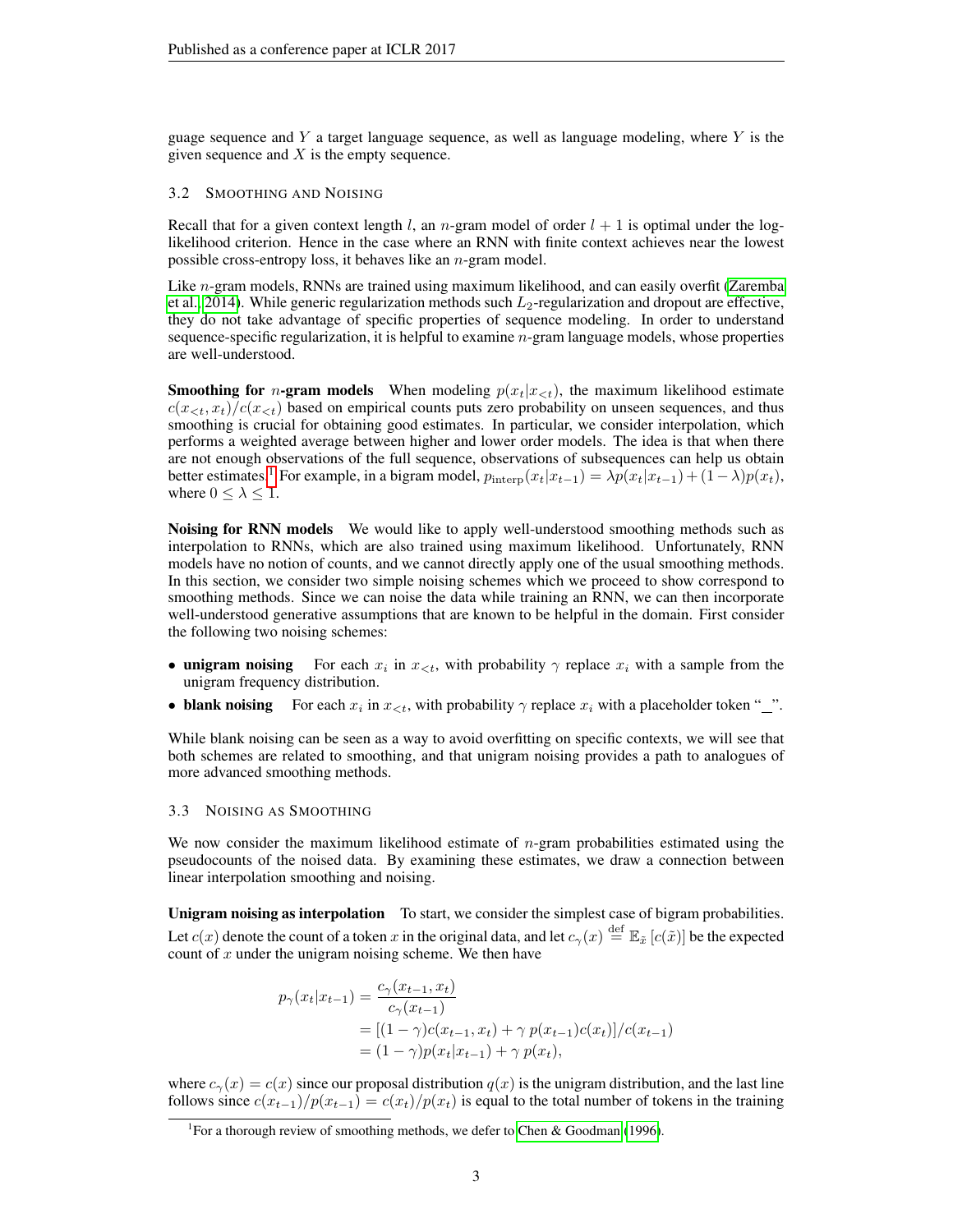guage sequence and $Y$ a target language sequence, as well as language modeling, where $Y$ is the given sequence and $X$ is the empty sequence.

### 3.2 Smoothing and Noising

Recall that for a given context length $l$, an $n$-gram model of order $l + 1$ is optimal under the log-likelihood criterion. Hence in the case where an RNN with finite context achieves near the lowest possible cross-entropy loss, it behaves like an $n$-gram model.

Like $n$-gram models, RNNs are trained using maximum likelihood, and can easily overfit (Zaremba et al., 2014). While generic regularization methods such $L_2$-regularization and dropout are effective, they do not take advantage of specific properties of sequence modeling. In order to understand sequence-specific regularization, it is helpful to examine $n$-gram language models, whose properties are well-understood.

**Smoothing for $n$-gram models** When modeling $p(x_t|x_{<t})$, the maximum likelihood estimate $c(x_{<t}, x_t)/c(x_{<t})$ based on empirical counts puts zero probability on unseen sequences, and thus smoothing is crucial for obtaining good estimates. In particular, we consider interpolation, which performs a weighted average between higher and lower order models. The idea is that when there are not enough observations of the full sequence, observations of subsequences can help us obtain better estimates.[1] For example, in a bigram model, $p_{\text{interp}}(x_t|x_{t-1}) = \lambda p(x_t|x_{t-1}) + (1 - \lambda)p(x_t)$, where $0 \leq \lambda \leq 1$.

**Noising for RNN models** We would like to apply well-understood smoothing methods such as interpolation to RNNs, which are also trained using maximum likelihood. Unfortunately, RNN models have no notion of counts, and we cannot directly apply one of the usual smoothing methods. In this section, we consider two simple noising schemes which we proceed to show correspond to smoothing methods. Since we can noise the data while training an RNN, we can then incorporate well-understood generative assumptions that are known to be helpful in the domain. First consider the following two noising schemes:

- **unigram noising** For each $x_i$ in $x_{<t}$, with probability $\gamma$ replace $x_i$ with a sample from the unigram frequency distribution.
- **blank noising** For each $x_i$ in $x_{<t}$, with probability $\gamma$ replace $x_i$ with a placeholder token "_".

While blank noising can be seen as a way to avoid overfitting on specific contexts, we will see that both schemes are related to smoothing, and that unigram noising provides a path to analogues of more advanced smoothing methods.

### 3.3 Noising as Smoothing

We now consider the maximum likelihood estimate of $n$-gram probabilities estimated using the pseudocounts of the noised data. By examining these estimates, we draw a connection between linear interpolation smoothing and noising.

**Unigram noising as interpolation** To start, we consider the simplest case of bigram probabilities. Let $c(x)$ denote the count of a token $x$ in the original data, and let $c_\gamma(x) \stackrel{\text{def}}{=} \mathbb{E}_{\tilde{x}}\left[c(\tilde{x})\right]$ be the expected count of $x$ under the unigram noising scheme. We then have

$$
\begin{aligned}
p_\gamma(x_t|x_{t-1}) &= \frac{c_\gamma(x_{t-1}, x_t)}{c_\gamma(x_{t-1})} \\
&= [(1-\gamma)c(x_{t-1}, x_t) + \gamma\, p(x_{t-1})c(x_t)]/c(x_{t-1}) \\
&= (1-\gamma)p(x_t|x_{t-1}) + \gamma\, p(x_t),
\end{aligned}
$$

where $c_\gamma(x) = c(x)$ since our proposal distribution $q(x)$ is the unigram distribution, and the last line follows since $c(x_{t-1})/p(x_{t-1}) = c(x_t)/p(x_t)$ is equal to the total number of tokens in the training

[1] For a thorough review of smoothing methods, we defer to Chen & Goodman (1996).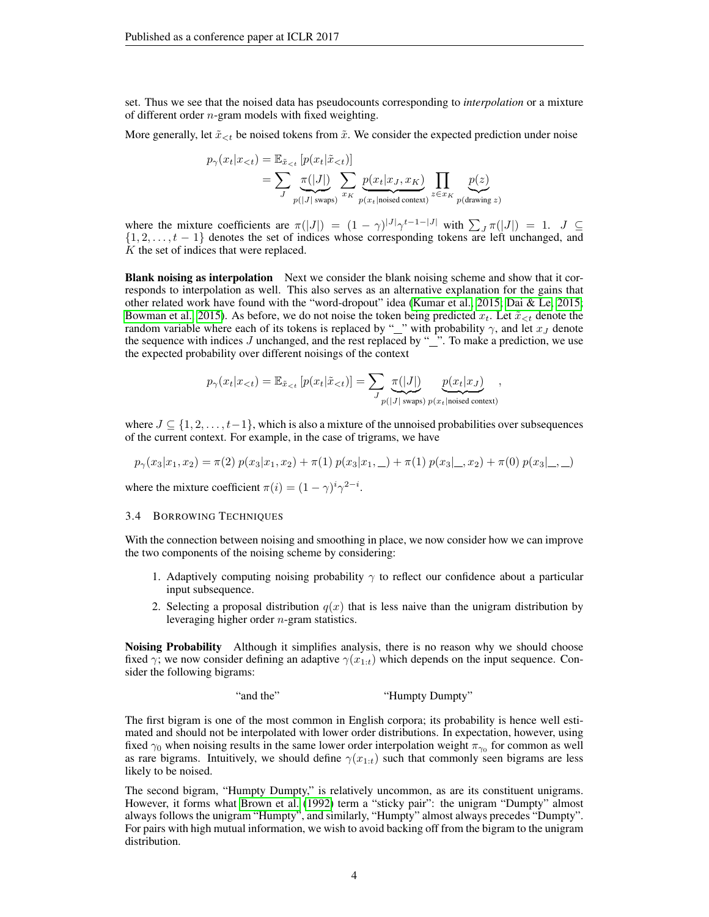set. Thus we see that the noised data has pseudocounts corresponding to *interpolation* or a mixture of different order $n$-gram models with fixed weighting.

More generally, let $\tilde{x}_{<t}$ be noised tokens from $\tilde{x}$. We consider the expected prediction under noise

$$
\begin{aligned}
p_\gamma(x_t|x_{<t}) &= \mathbb{E}_{\tilde{x}_{<t}}\left[p(x_t|\tilde{x}_{<t})\right] \\
&= \sum_J \underbrace{\pi(|J|)}_{p(|J| \text{ swaps})} \sum_{x_K} \underbrace{p(x_t|x_J, x_K)}_{p(x_t|\text{noised context})} \prod_{z \in x_K} \underbrace{p(z)}_{p(\text{drawing } z)}
\end{aligned}
$$

where the mixture coefficients are $\pi(|J|) = (1-\gamma)^{|J|}\gamma^{t-1-|J|}$ with $\sum_J \pi(|J|) = 1$. $J \subseteq \{1, 2, \ldots, t-1\}$ denotes the set of indices whose corresponding tokens are left unchanged, and $K$ the set of indices that were replaced.

**Blank noising as interpolation** Next we consider the blank noising scheme and show that it corresponds to interpolation as well. This also serves as an alternative explanation for the gains that other related work have found with the "word-dropout" idea (Kumar et al., 2015; Dai & Le, 2015; Bowman et al., 2015). As before, we do not noise the token being predicted $x_t$. Let $\tilde{x}_{<t}$ denote the random variable where each of its tokens is replaced by "_" with probability $\gamma$, and let $x_J$ denote the sequence with indices $J$ unchanged, and the rest replaced by "_". To make a prediction, we use the expected probability over different noisings of the context

$$
p_\gamma(x_t|x_{<t}) = \mathbb{E}_{\tilde{x}_{<t}}\left[p(x_t|\tilde{x}_{<t})\right] = \sum_J \underbrace{\pi(|J|)}_{p(|J| \text{ swaps})} \underbrace{p(x_t|x_J)}_{p(x_t|\text{noised context})},
$$

where $J \subseteq \{1, 2, \ldots, t-1\}$, which is also a mixture of the unnoised probabilities over subsequences of the current context. For example, in the case of trigrams, we have

$$
p_\gamma(x_3|x_1, x_2) = \pi(2)\, p(x_3|x_1, x_2) + \pi(1)\, p(x_3|x_1, \_) + \pi(1)\, p(x_3|\_, x_2) + \pi(0)\, p(x_3|\_, \_)
$$

where the mixture coefficient $\pi(i) = (1-\gamma)^i \gamma^{2-i}$.

### 3.4 Borrowing Techniques

With the connection between noising and smoothing in place, we now consider how we can improve the two components of the noising scheme by considering:

1. Adaptively computing noising probability $\gamma$ to reflect our confidence about a particular input subsequence.
2. Selecting a proposal distribution $q(x)$ that is less naive than the unigram distribution by leveraging higher order $n$-gram statistics.

**Noising Probability** Although it simplifies analysis, there is no reason why we should choose fixed $\gamma$; we now consider defining an adaptive $\gamma(x_{1:t})$ which depends on the input sequence. Consider the following bigrams:

"and the" "Humpty Dumpty"

The first bigram is one of the most common in English corpora; its probability is hence well estimated and should not be interpolated with lower order distributions. In expectation, however, using fixed $\gamma_0$ when noising results in the same lower order interpolation weight $\pi_{\gamma_0}$ for common as well as rare bigrams. Intuitively, we should define $\gamma(x_{1:t})$ such that commonly seen bigrams are less likely to be noised.

The second bigram, "Humpty Dumpty," is relatively uncommon, as are its constituent unigrams. However, it forms what Brown et al. (1992) term a "sticky pair": the unigram "Dumpty" almost always follows the unigram "Humpty", and similarly, "Humpty" almost always precedes "Dumpty". For pairs with high mutual information, we wish to avoid backing off from the bigram to the unigram distribution.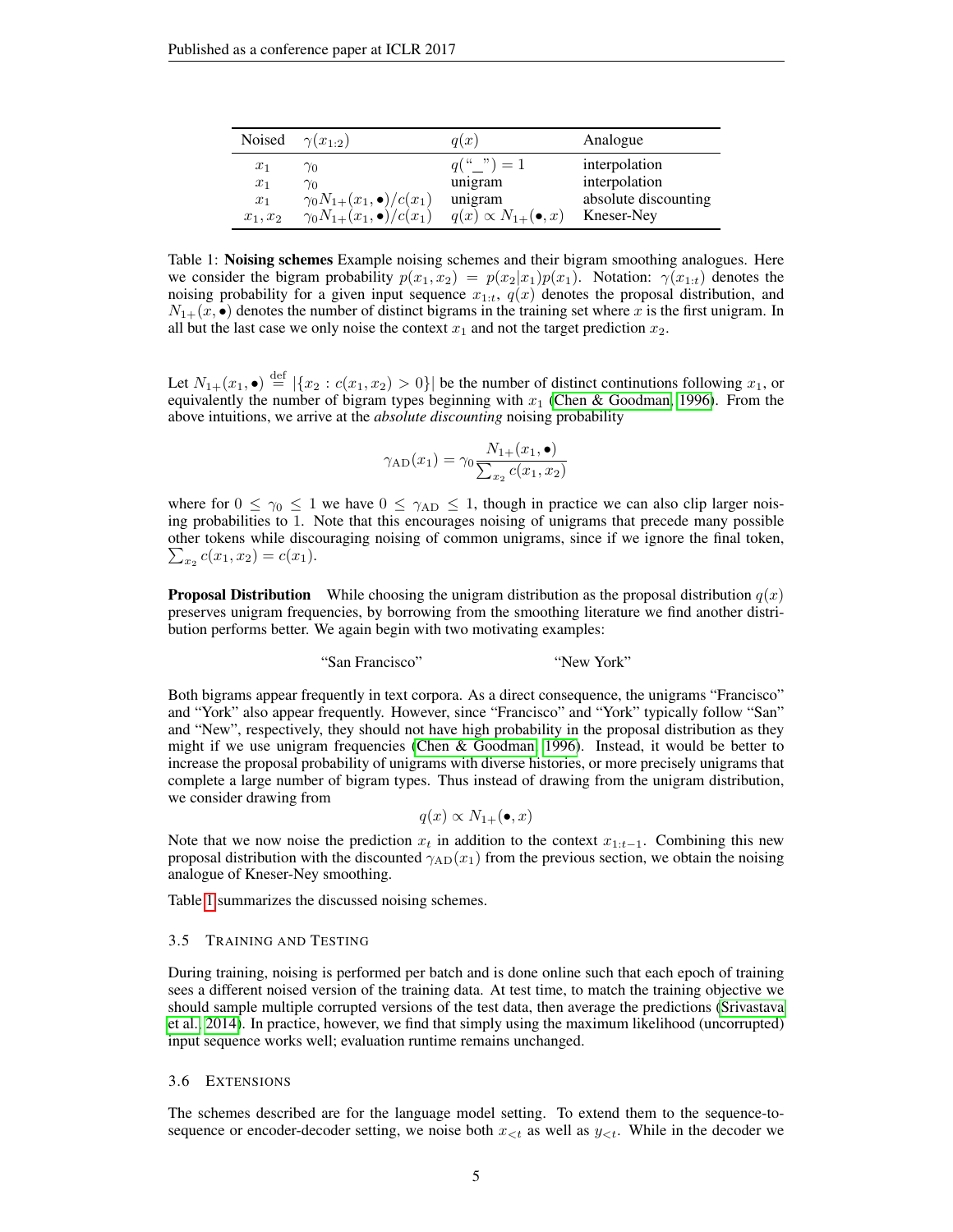| Noised | $\gamma(x_{1:2})$ | $q(x)$ | Analogue |
|---|---|---|---|
| $x_1$ | $\gamma_0$ | $q(\text{"\_"}) = 1$ | interpolation |
| $x_1$ | $\gamma_0$ | unigram | interpolation |
| $x_1$ | $\gamma_0 N_{1+}(x_1, \bullet)/c(x_1)$ | unigram | absolute discounting |
| $x_1, x_2$ | $\gamma_0 N_{1+}(x_1, \bullet)/c(x_1)$ | $q(x) \propto N_{1+}(\bullet, x)$ | Kneser-Ney |

Table 1: **Noising schemes** Example noising schemes and their bigram smoothing analogues. Here we consider the bigram probability $p(x_1, x_2) = p(x_2|x_1)p(x_1)$. Notation: $\gamma(x_{1:t})$ denotes the noising probability for a given input sequence $x_{1:t}$, $q(x)$ denotes the proposal distribution, and $N_{1+}(x, \bullet)$ denotes the number of distinct bigrams in the training set where $x$ is the first unigram. In all but the last case we only noise the context $x_1$ and not the target prediction $x_2$.

Let $N_{1+}(x_1, \bullet) \stackrel{\text{def}}{=} |\{x_2 : c(x_1, x_2) > 0\}|$ be the number of distinct continutions following $x_1$, or equivalently the number of bigram types beginning with $x_1$ (Chen & Goodman, 1996). From the above intuitions, we arrive at the *absolute discounting* noising probability

$$\gamma_{\text{AD}}(x_1) = \gamma_0 \frac{N_{1+}(x_1, \bullet)}{\sum_{x_2} c(x_1, x_2)}$$

where for $0 \leq \gamma_0 \leq 1$ we have $0 \leq \gamma_{\text{AD}} \leq 1$, though in practice we can also clip larger noising probabilities to 1. Note that this encourages noising of unigrams that precede many possible other tokens while discouraging noising of common unigrams, since if we ignore the final token, $\sum_{x_2} c(x_1, x_2) = c(x_1)$.

**Proposal Distribution** While choosing the unigram distribution as the proposal distribution $q(x)$ preserves unigram frequencies, by borrowing from the smoothing literature we find another distribution performs better. We again begin with two motivating examples:

"San Francisco" "New York"

Both bigrams appear frequently in text corpora. As a direct consequence, the unigrams "Francisco" and "York" also appear frequently. However, since "Francisco" and "York" typically follow "San" and "New", respectively, they should not have high probability in the proposal distribution as they might if we use unigram frequencies (Chen & Goodman, 1996). Instead, it would be better to increase the proposal probability of unigrams with diverse histories, or more precisely unigrams that complete a large number of bigram types. Thus instead of drawing from the unigram distribution, we consider drawing from

$$q(x) \propto N_{1+}(\bullet, x)$$

Note that we now noise the prediction $x_t$ in addition to the context $x_{1:t-1}$. Combining this new proposal distribution with the discounted $\gamma_{\text{AD}}(x_1)$ from the previous section, we obtain the noising analogue of Kneser-Ney smoothing.

Table 1 summarizes the discussed noising schemes.

### 3.5 Training and Testing

During training, noising is performed per batch and is done online such that each epoch of training sees a different noised version of the training data. At test time, to match the training objective we should sample multiple corrupted versions of the test data, then average the predictions (Srivastava et al., 2014). In practice, however, we find that simply using the maximum likelihood (uncorrupted) input sequence works well; evaluation runtime remains unchanged.

### 3.6 Extensions

The schemes described are for the language model setting. To extend them to the sequence-to-sequence or encoder-decoder setting, we noise both $x_{<t}$ as well as $y_{<t}$. While in the decoder we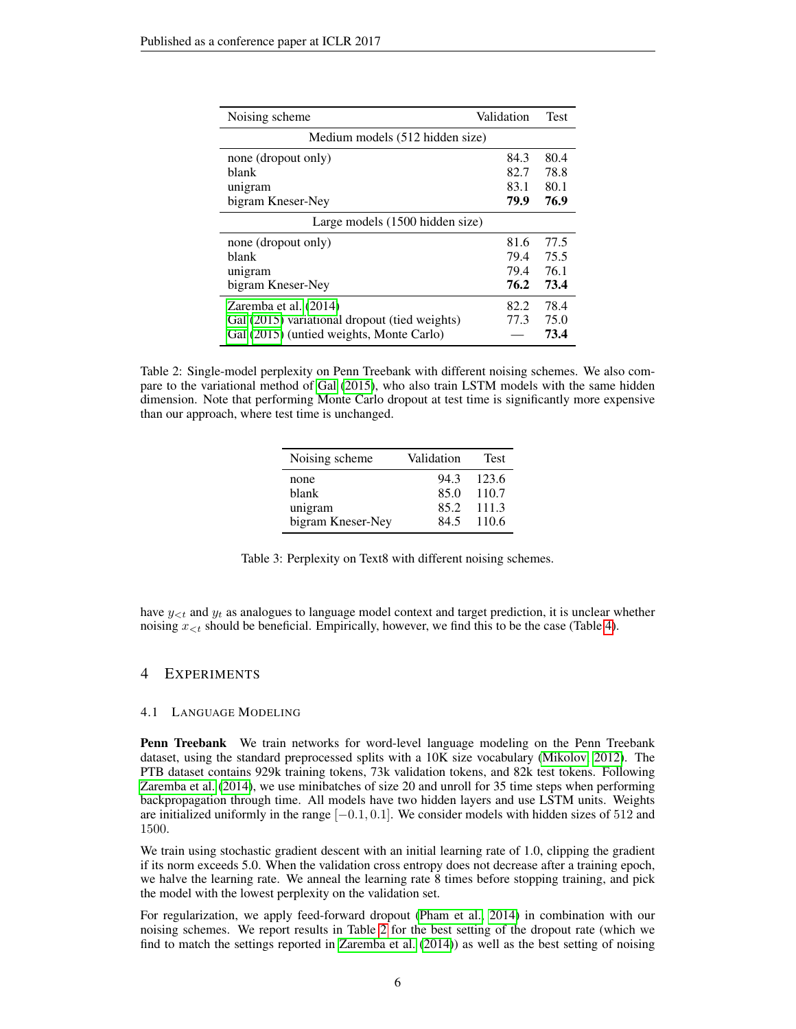| Noising scheme | Validation | Test |
|---|---|---|
| Medium models (512 hidden size) | | |
| none (dropout only) | 84.3 | 80.4 |
| blank | 82.7 | 78.8 |
| unigram | 83.1 | 80.1 |
| bigram Kneser-Ney | **79.9** | **76.9** |
| Large models (1500 hidden size) | | |
| none (dropout only) | 81.6 | 77.5 |
| blank | 79.4 | 75.5 |
| unigram | 79.4 | 76.1 |
| bigram Kneser-Ney | **76.2** | **73.4** |
| Zaremba et al. (2014) | 82.2 | 78.4 |
| Gal (2015) variational dropout (tied weights) | 77.3 | 75.0 |
| Gal (2015) (untied weights, Monte Carlo) | — | **73.4** |

Table 2: Single-model perplexity on Penn Treebank with different noising schemes. We also compare to the variational method of Gal (2015), who also train LSTM models with the same hidden dimension. Note that performing Monte Carlo dropout at test time is significantly more expensive than our approach, where test time is unchanged.

| Noising scheme | Validation | Test |
|---|---|---|
| none | 94.3 | 123.6 |
| blank | 85.0 | 110.7 |
| unigram | 85.2 | 111.3 |
| bigram Kneser-Ney | 84.5 | 110.6 |

Table 3: Perplexity on Text8 with different noising schemes.

have $y_{<t}$ and $y_t$ as analogues to language model context and target prediction, it is unclear whether noising $x_{<t}$ should be beneficial. Empirically, however, we find this to be the case (Table 4).

## 4 Experiments

### 4.1 Language Modeling

**Penn Treebank** We train networks for word-level language modeling on the Penn Treebank dataset, using the standard preprocessed splits with a 10K size vocabulary (Mikolov, 2012). The PTB dataset contains 929k training tokens, 73k validation tokens, and 82k test tokens. Following Zaremba et al. (2014), we use minibatches of size 20 and unroll for 35 time steps when performing backpropagation through time. All models have two hidden layers and use LSTM units. Weights are initialized uniformly in the range $[-0.1, 0.1]$. We consider models with hidden sizes of 512 and 1500.

We train using stochastic gradient descent with an initial learning rate of 1.0, clipping the gradient if its norm exceeds 5.0. When the validation cross entropy does not decrease after a training epoch, we halve the learning rate. We anneal the learning rate 8 times before stopping training, and pick the model with the lowest perplexity on the validation set.

For regularization, we apply feed-forward dropout (Pham et al., 2014) in combination with our noising schemes. We report results in Table 2 for the best setting of the dropout rate (which we find to match the settings reported in Zaremba et al. (2014)) as well as the best setting of noising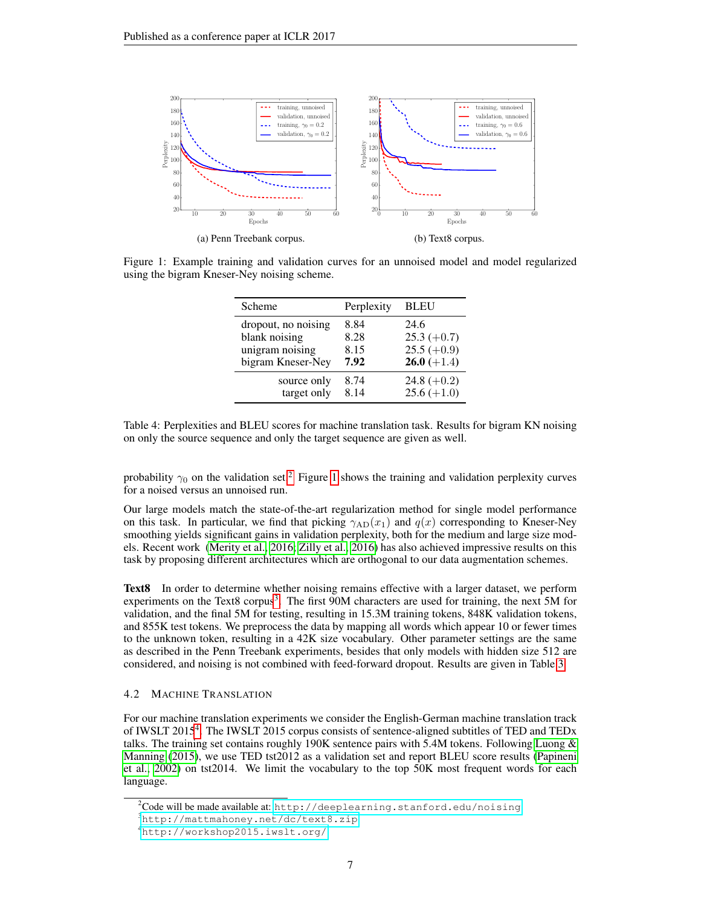(a) Penn Treebank corpus.

(b) Text8 corpus.

Figure 1: Example training and validation curves for an unnoised model and model regularized using the bigram Kneser-Ney noising scheme.

| Scheme | Perplexity | BLEU |
|---|---|---|
| dropout, no noising | 8.84 | 24.6 |
| blank noising | 8.28 | 25.3 (+0.7) |
| unigram noising | 8.15 | 25.5 (+0.9) |
| bigram Kneser-Ney | **7.92** | **26.0** (+1.4) |
| source only | 8.74 | 24.8 (+0.2) |
| target only | 8.14 | 25.6 (+1.0) |

Table 4: Perplexities and BLEU scores for machine translation task. Results for bigram KN noising on only the source sequence and only the target sequence are given as well.

probability $\gamma_0$ on the validation set.[2] Figure 1 shows the training and validation perplexity curves for a noised versus an unnoised run.

Our large models match the state-of-the-art regularization method for single model performance on this task. In particular, we find that picking $\gamma_{\text{AD}}(x_1)$ and $q(x)$ corresponding to Kneser-Ney smoothing yields significant gains in validation perplexity, both for the medium and large size models. Recent work (Merity et al., 2016; Zilly et al., 2016) has also achieved impressive results on this task by proposing different architectures which are orthogonal to our data augmentation schemes.

**Text8** In order to determine whether noising remains effective with a larger dataset, we perform experiments on the Text8 corpus[3]. The first 90M characters are used for training, the next 5M for validation, and the final 5M for testing, resulting in 15.3M training tokens, 848K validation tokens, and 855K test tokens. We preprocess the data by mapping all words which appear 10 or fewer times to the unknown token, resulting in a 42K size vocabulary. Other parameter settings are the same as described in the Penn Treebank experiments, besides that only models with hidden size 512 are considered, and noising is not combined with feed-forward dropout. Results are given in Table 3.

### 4.2 Machine Translation

For our machine translation experiments we consider the English-German machine translation track of IWSLT 2015[4]. The IWSLT 2015 corpus consists of sentence-aligned subtitles of TED and TEDx talks. The training set contains roughly 190K sentence pairs with 5.4M tokens. Following Luong & Manning (2015), we use TED tst2012 as a validation set and report BLEU score results (Papineni et al., 2002) on tst2014. We limit the vocabulary to the top 50K most frequent words for each language.

[2] Code will be made available at: http://deeplearning.stanford.edu/noising

[3] http://mattmahoney.net/dc/text8.zip

[4] http://workshop2015.iwslt.org/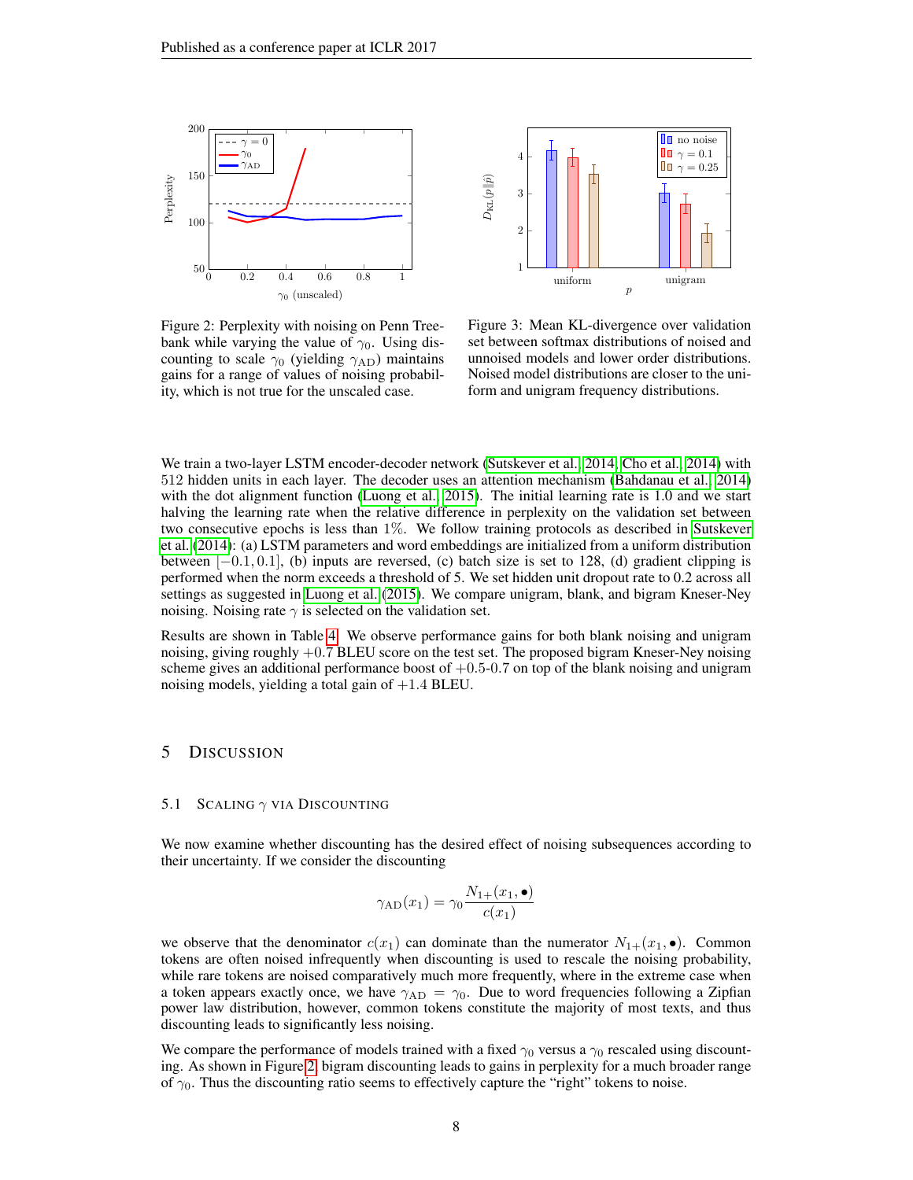Figure 2: Perplexity with noising on Penn Treebank while varying the value of $\gamma_0$. Using discounting to scale $\gamma_0$ (yielding $\gamma_{\text{AD}}$) maintains gains for a range of values of noising probability, which is not true for the unscaled case.

Figure 3: Mean KL-divergence over validation set between softmax distributions of noised and unnoised models and lower order distributions. Noised model distributions are closer to the uniform and unigram frequency distributions.

We train a two-layer LSTM encoder-decoder network (Sutskever et al., 2014; Cho et al., 2014) with 512 hidden units in each layer. The decoder uses an attention mechanism (Bahdanau et al., 2014) with the dot alignment function (Luong et al., 2015). The initial learning rate is 1.0 and we start halving the learning rate when the relative difference in perplexity on the validation set between two consecutive epochs is less than 1%. We follow training protocols as described in Sutskever et al. (2014): (a) LSTM parameters and word embeddings are initialized from a uniform distribution between $[-0.1, 0.1]$, (b) inputs are reversed, (c) batch size is set to 128, (d) gradient clipping is performed when the norm exceeds a threshold of 5. We set hidden unit dropout rate to 0.2 across all settings as suggested in Luong et al. (2015). We compare unigram, blank, and bigram Kneser-Ney noising. Noising rate $\gamma$ is selected on the validation set.

Results are shown in Table 4. We observe performance gains for both blank noising and unigram noising, giving roughly $+0.7$ BLEU score on the test set. The proposed bigram Kneser-Ney noising scheme gives an additional performance boost of $+0.5$-$0.7$ on top of the blank noising and unigram noising models, yielding a total gain of $+1.4$ BLEU.

# 5 Discussion

## 5.1 Scaling $\gamma$ via Discounting

We now examine whether discounting has the desired effect of noising subsequences according to their uncertainty. If we consider the discounting

$$\gamma_{\text{AD}}(x_1) = \gamma_0 \frac{N_{1+}(x_1, \bullet)}{c(x_1)}$$

we observe that the denominator $c(x_1)$ can dominate than the numerator $N_{1+}(x_1, \bullet)$. Common tokens are often noised infrequently when discounting is used to rescale the noising probability, while rare tokens are noised comparatively much more frequently, where in the extreme case when a token appears exactly once, we have $\gamma_{\text{AD}} = \gamma_0$. Due to word frequencies following a Zipfian power law distribution, however, common tokens constitute the majority of most texts, and thus discounting leads to significantly less noising.

We compare the performance of models trained with a fixed $\gamma_0$ versus a $\gamma_0$ rescaled using discounting. As shown in Figure 2, bigram discounting leads to gains in perplexity for a much broader range of $\gamma_0$. Thus the discounting ratio seems to effectively capture the "right" tokens to noise.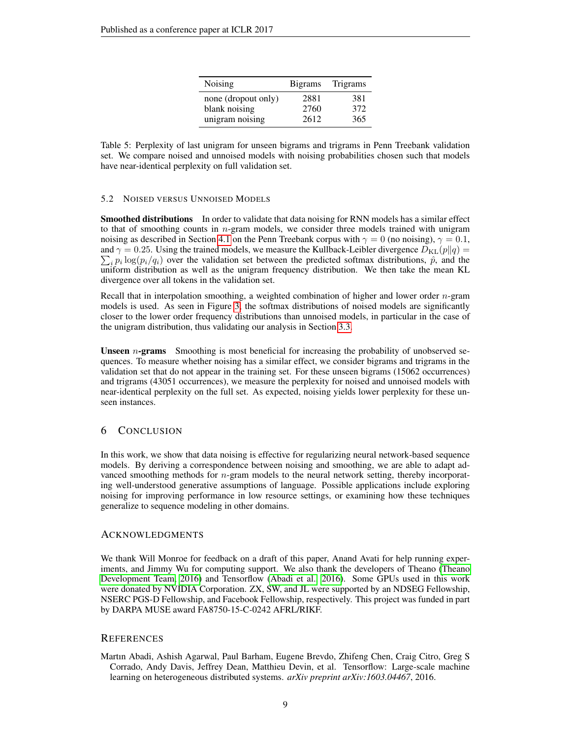| Noising | Bigrams | Trigrams |
|---|---|---|
| none (dropout only) | 2881 | 381 |
| blank noising | 2760 | 372 |
| unigram noising | 2612 | 365 |

Table 5: Perplexity of last unigram for unseen bigrams and trigrams in Penn Treebank validation set. We compare noised and unnoised models with noising probabilities chosen such that models have near-identical perplexity on full validation set.

### 5.2 Noised versus Unnoised Models

**Smoothed distributions** In order to validate that data noising for RNN models has a similar effect to that of smoothing counts in $n$-gram models, we consider three models trained with unigram noising as described in Section 4.1 on the Penn Treebank corpus with $\gamma = 0$ (no noising), $\gamma = 0.1$, and $\gamma = 0.25$. Using the trained models, we measure the Kullback-Leibler divergence $D_{\text{KL}}(p\|q) = \sum_i p_i \log(p_i/q_i)$ over the validation set between the predicted softmax distributions, $\hat{p}$, and the uniform distribution as well as the unigram frequency distribution. We then take the mean KL divergence over all tokens in the validation set.

Recall that in interpolation smoothing, a weighted combination of higher and lower order $n$-gram models is used. As seen in Figure 3, the softmax distributions of noised models are significantly closer to the lower order frequency distributions than unnoised models, in particular in the case of the unigram distribution, thus validating our analysis in Section 3.3.

**Unseen $n$-grams** Smoothing is most beneficial for increasing the probability of unobserved sequences. To measure whether noising has a similar effect, we consider bigrams and trigrams in the validation set that do not appear in the training set. For these unseen bigrams (15062 occurrences) and trigrams (43051 occurrences), we measure the perplexity for noised and unnoised models with near-identical perplexity on the full set. As expected, noising yields lower perplexity for these unseen instances.

## 6 Conclusion

In this work, we show that data noising is effective for regularizing neural network-based sequence models. By deriving a correspondence between noising and smoothing, we are able to adapt advanced smoothing methods for $n$-gram models to the neural network setting, thereby incorporating well-understood generative assumptions of language. Possible applications include exploring noising for improving performance in low resource settings, or examining how these techniques generalize to sequence modeling in other domains.

## Acknowledgments

We thank Will Monroe for feedback on a draft of this paper, Anand Avati for help running experiments, and Jimmy Wu for computing support. We also thank the developers of Theano (Theano Development Team, 2016) and Tensorflow (Abadi et al., 2016). Some GPUs used in this work were donated by NVIDIA Corporation. ZX, SW, and JL were supported by an NDSEG Fellowship, NSERC PGS-D Fellowship, and Facebook Fellowship, respectively. This project was funded in part by DARPA MUSE award FA8750-15-C-0242 AFRL/RIKF.

## References

Martın Abadi, Ashish Agarwal, Paul Barham, Eugene Brevdo, Zhifeng Chen, Craig Citro, Greg S Corrado, Andy Davis, Jeffrey Dean, Matthieu Devin, et al. Tensorflow: Large-scale machine learning on heterogeneous distributed systems. *arXiv preprint arXiv:1603.04467*, 2016.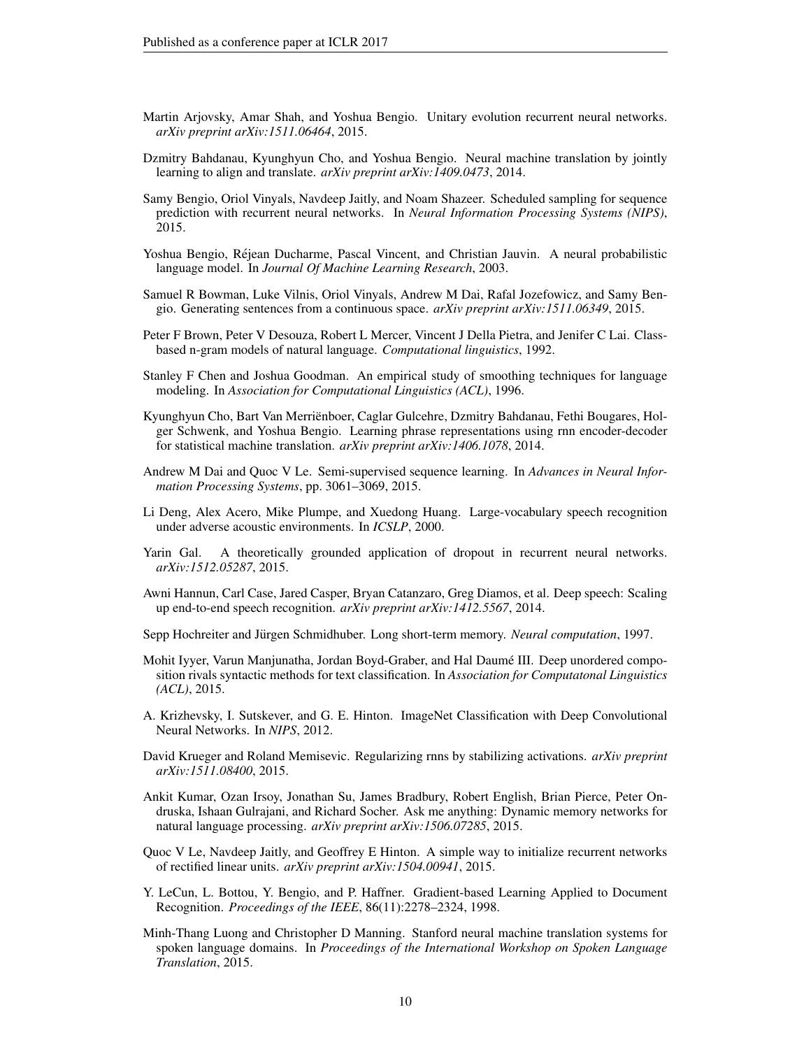Martin Arjovsky, Amar Shah, and Yoshua Bengio. Unitary evolution recurrent neural networks. *arXiv preprint arXiv:1511.06464*, 2015.

Dzmitry Bahdanau, Kyunghyun Cho, and Yoshua Bengio. Neural machine translation by jointly learning to align and translate. *arXiv preprint arXiv:1409.0473*, 2014.

Samy Bengio, Oriol Vinyals, Navdeep Jaitly, and Noam Shazeer. Scheduled sampling for sequence prediction with recurrent neural networks. In *Neural Information Processing Systems (NIPS)*, 2015.

Yoshua Bengio, Réjean Ducharme, Pascal Vincent, and Christian Jauvin. A neural probabilistic language model. In *Journal Of Machine Learning Research*, 2003.

Samuel R Bowman, Luke Vilnis, Oriol Vinyals, Andrew M Dai, Rafal Jozefowicz, and Samy Bengio. Generating sentences from a continuous space. *arXiv preprint arXiv:1511.06349*, 2015.

Peter F Brown, Peter V Desouza, Robert L Mercer, Vincent J Della Pietra, and Jenifer C Lai. Class-based n-gram models of natural language. *Computational linguistics*, 1992.

Stanley F Chen and Joshua Goodman. An empirical study of smoothing techniques for language modeling. In *Association for Computational Linguistics (ACL)*, 1996.

Kyunghyun Cho, Bart Van Merriënboer, Caglar Gulcehre, Dzmitry Bahdanau, Fethi Bougares, Holger Schwenk, and Yoshua Bengio. Learning phrase representations using rnn encoder-decoder for statistical machine translation. *arXiv preprint arXiv:1406.1078*, 2014.

Andrew M Dai and Quoc V Le. Semi-supervised sequence learning. In *Advances in Neural Information Processing Systems*, pp. 3061–3069, 2015.

Li Deng, Alex Acero, Mike Plumpe, and Xuedong Huang. Large-vocabulary speech recognition under adverse acoustic environments. In *ICSLP*, 2000.

Yarin Gal. A theoretically grounded application of dropout in recurrent neural networks. *arXiv:1512.05287*, 2015.

Awni Hannun, Carl Case, Jared Casper, Bryan Catanzaro, Greg Diamos, et al. Deep speech: Scaling up end-to-end speech recognition. *arXiv preprint arXiv:1412.5567*, 2014.

Sepp Hochreiter and Jürgen Schmidhuber. Long short-term memory. *Neural computation*, 1997.

Mohit Iyyer, Varun Manjunatha, Jordan Boyd-Graber, and Hal Daumé III. Deep unordered composition rivals syntactic methods for text classification. In *Association for Computatonal Linguistics (ACL)*, 2015.

A. Krizhevsky, I. Sutskever, and G. E. Hinton. ImageNet Classification with Deep Convolutional Neural Networks. In *NIPS*, 2012.

David Krueger and Roland Memisevic. Regularizing rnns by stabilizing activations. *arXiv preprint arXiv:1511.08400*, 2015.

Ankit Kumar, Ozan Irsoy, Jonathan Su, James Bradbury, Robert English, Brian Pierce, Peter Ondruska, Ishaan Gulrajani, and Richard Socher. Ask me anything: Dynamic memory networks for natural language processing. *arXiv preprint arXiv:1506.07285*, 2015.

Quoc V Le, Navdeep Jaitly, and Geoffrey E Hinton. A simple way to initialize recurrent networks of rectified linear units. *arXiv preprint arXiv:1504.00941*, 2015.

Y. LeCun, L. Bottou, Y. Bengio, and P. Haffner. Gradient-based Learning Applied to Document Recognition. *Proceedings of the IEEE*, 86(11):2278–2324, 1998.

Minh-Thang Luong and Christopher D Manning. Stanford neural machine translation systems for spoken language domains. In *Proceedings of the International Workshop on Spoken Language Translation*, 2015.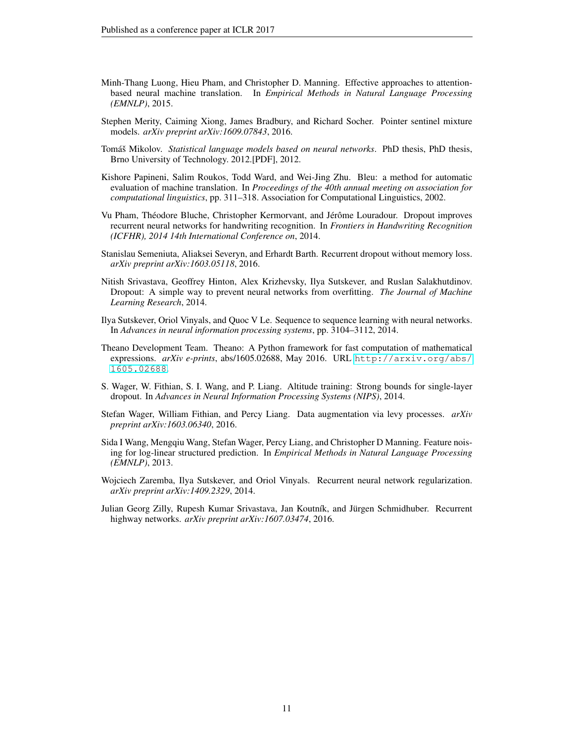Minh-Thang Luong, Hieu Pham, and Christopher D. Manning. Effective approaches to attention-based neural machine translation. In *Empirical Methods in Natural Language Processing (EMNLP)*, 2015.

Stephen Merity, Caiming Xiong, James Bradbury, and Richard Socher. Pointer sentinel mixture models. *arXiv preprint arXiv:1609.07843*, 2016.

Tomáš Mikolov. *Statistical language models based on neural networks*. PhD thesis, PhD thesis, Brno University of Technology. 2012.[PDF], 2012.

Kishore Papineni, Salim Roukos, Todd Ward, and Wei-Jing Zhu. Bleu: a method for automatic evaluation of machine translation. In *Proceedings of the 40th annual meeting on association for computational linguistics*, pp. 311–318. Association for Computational Linguistics, 2002.

Vu Pham, Théodore Bluche, Christopher Kermorvant, and Jérôme Louradour. Dropout improves recurrent neural networks for handwriting recognition. In *Frontiers in Handwriting Recognition (ICFHR), 2014 14th International Conference on*, 2014.

Stanislau Semeniuta, Aliaksei Severyn, and Erhardt Barth. Recurrent dropout without memory loss. *arXiv preprint arXiv:1603.05118*, 2016.

Nitish Srivastava, Geoffrey Hinton, Alex Krizhevsky, Ilya Sutskever, and Ruslan Salakhutdinov. Dropout: A simple way to prevent neural networks from overfitting. *The Journal of Machine Learning Research*, 2014.

Ilya Sutskever, Oriol Vinyals, and Quoc V Le. Sequence to sequence learning with neural networks. In *Advances in neural information processing systems*, pp. 3104–3112, 2014.

Theano Development Team. Theano: A Python framework for fast computation of mathematical expressions. *arXiv e-prints*, abs/1605.02688, May 2016. URL http://arxiv.org/abs/1605.02688.

S. Wager, W. Fithian, S. I. Wang, and P. Liang. Altitude training: Strong bounds for single-layer dropout. In *Advances in Neural Information Processing Systems (NIPS)*, 2014.

Stefan Wager, William Fithian, and Percy Liang. Data augmentation via levy processes. *arXiv preprint arXiv:1603.06340*, 2016.

Sida I Wang, Mengqiu Wang, Stefan Wager, Percy Liang, and Christopher D Manning. Feature noising for log-linear structured prediction. In *Empirical Methods in Natural Language Processing (EMNLP)*, 2013.

Wojciech Zaremba, Ilya Sutskever, and Oriol Vinyals. Recurrent neural network regularization. *arXiv preprint arXiv:1409.2329*, 2014.

Julian Georg Zilly, Rupesh Kumar Srivastava, Jan Koutník, and Jürgen Schmidhuber. Recurrent highway networks. *arXiv preprint arXiv:1607.03474*, 2016.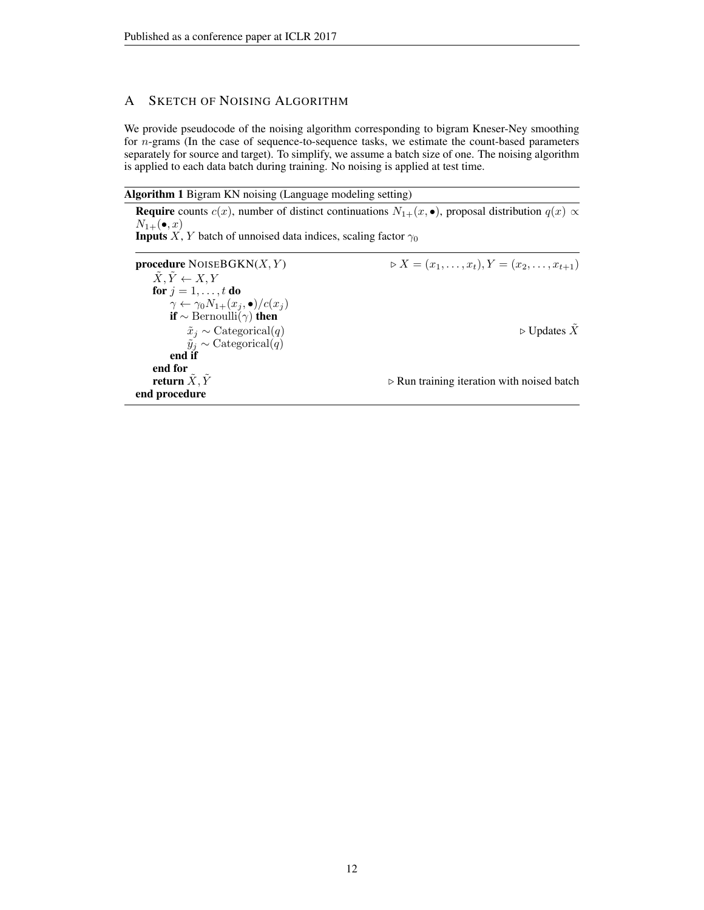## A Sketch of Noising Algorithm

We provide pseudocode of the noising algorithm corresponding to bigram Kneser-Ney smoothing for $n$-grams (In the case of sequence-to-sequence tasks, we estimate the count-based parameters separately for source and target). To simplify, we assume a batch size of one. The noising algorithm is applied to each data batch during training. No noising is applied at test time.

---

**Algorithm 1** Bigram KN noising (Language modeling setting)

---

**Require** counts $c(x)$, number of distinct continuations $N_{1+}(x, \bullet)$, proposal distribution $q(x) \propto N_{1+}(\bullet, x)$
**Inputs** $X$, $Y$ batch of unnoised data indices, scaling factor $\gamma_0$

---

```
procedure NoiseBGKN(X, Y)                          ▷ X = (x_1, ..., x_t), Y = (x_2, ..., x_{t+1})
    X̃, Ỹ ← X, Y
    for j = 1, ..., t do
        γ ← γ_0 N_{1+}(x_j, •)/c(x_j)
        if ∼ Bernoulli(γ) then
            x̃_j ∼ Categorical(q)                  ▷ Updates X̃
            ỹ_j ∼ Categorical(q)
        end if
    end for
    return X̃, Ỹ                                   ▷ Run training iteration with noised batch
end procedure
```